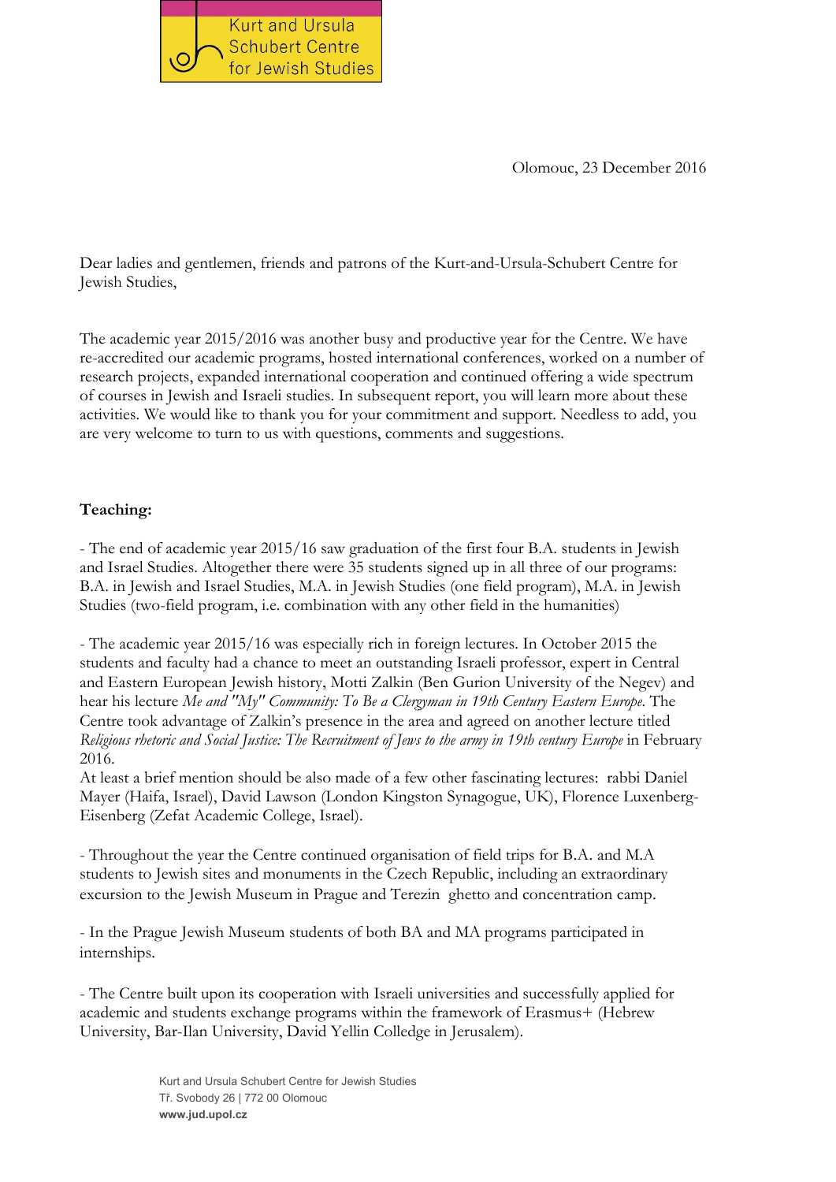Kurt and Ursula Schubert Centre for Jewish Studies

Olomouc, 23 December 2016

Dear ladies and gentlemen, friends and patrons of the Kurt-and-Ursula-Schubert Centre for Jewish Studies,

The academic year 2015/2016 was another busy and productive year for the Centre. We have re-accredited our academic programs, hosted international conferences, worked on a number of research projects, expanded international cooperation and continued offering a wide spectrum of courses in Jewish and Israeli studies. In subsequent report, you will learn more about these activities. We would like to thank you for your commitment and support. Needless to add, you are very welcome to turn to us with questions, comments and suggestions.

**Teaching:**

- The end of academic year 2015/16 saw graduation of the first four B.A. students in Jewish and Israel Studies. Altogether there were 35 students signed up in all three of our programs: B.A. in Jewish and Israel Studies, M.A. in Jewish Studies (one field program), M.A. in Jewish Studies (two-field program, i.e. combination with any other field in the humanities)

- The academic year 2015/16 was especially rich in foreign lectures. In October 2015 the students and faculty had a chance to meet an outstanding Israeli professor, expert in Central and Eastern European Jewish history, Motti Zalkin (Ben Gurion University of the Negev) and hear his lecture *Me and "My" Community: To Be a Clergyman in 19th Century Eastern Europe*. The Centre took advantage of Zalkin's presence in the area and agreed on another lecture titled *Religious rhetoric and Social Justice: The Recruitment of Jews to the army in 19th century Europe* in February 2016.
At least a brief mention should be also made of a few other fascinating lectures: rabbi Daniel Mayer (Haifa, Israel), David Lawson (London Kingston Synagogue, UK), Florence Luxenberg-Eisenberg (Zefat Academic College, Israel).

- Throughout the year the Centre continued organisation of field trips for B.A. and M.A students to Jewish sites and monuments in the Czech Republic, including an extraordinary excursion to the Jewish Museum in Prague and Terezin ghetto and concentration camp.

- In the Prague Jewish Museum students of both BA and MA programs participated in internships.

- The Centre built upon its cooperation with Israeli universities and successfully applied for academic and students exchange programs within the framework of Erasmus+ (Hebrew University, Bar-Ilan University, David Yellin Colledge in Jerusalem).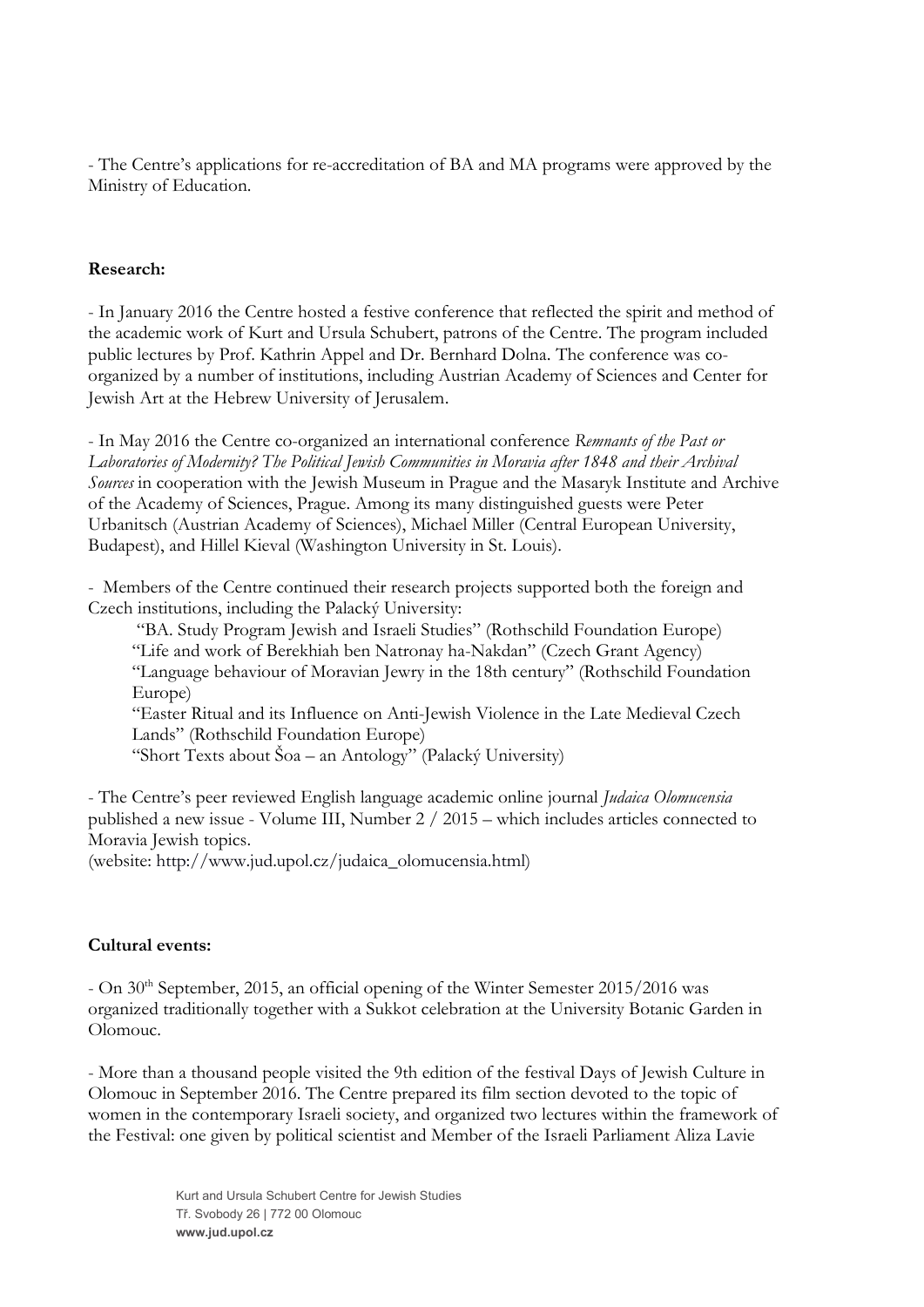- The Centre's applications for re-accreditation of BA and MA programs were approved by the Ministry of Education.

**Research:**

- In January 2016 the Centre hosted a festive conference that reflected the spirit and method of the academic work of Kurt and Ursula Schubert, patrons of the Centre. The program included public lectures by Prof. Kathrin Appel and Dr. Bernhard Dolna. The conference was co-organized by a number of institutions, including Austrian Academy of Sciences and Center for Jewish Art at the Hebrew University of Jerusalem.

- In May 2016 the Centre co-organized an international conference *Remnants of the Past or Laboratories of Modernity? The Political Jewish Communities in Moravia after 1848 and their Archival Sources* in cooperation with the Jewish Museum in Prague and the Masaryk Institute and Archive of the Academy of Sciences, Prague. Among its many distinguished guests were Peter Urbanitsch (Austrian Academy of Sciences), Michael Miller (Central European University, Budapest), and Hillel Kieval (Washington University in St. Louis).

- Members of the Centre continued their research projects supported both the foreign and Czech institutions, including the Palacký University:

  "BA. Study Program Jewish and Israeli Studies" (Rothschild Foundation Europe)
  "Life and work of Berekhiah ben Natronay ha-Nakdan" (Czech Grant Agency)
  "Language behaviour of Moravian Jewry in the 18th century" (Rothschild Foundation Europe)
  "Easter Ritual and its Influence on Anti-Jewish Violence in the Late Medieval Czech Lands" (Rothschild Foundation Europe)
  "Short Texts about Šoa – an Antology" (Palacký University)

- The Centre's peer reviewed English language academic online journal *Judaica Olomucensia* published a new issue - Volume III, Number 2 / 2015 – which includes articles connected to Moravia Jewish topics.
(website: http://www.jud.upol.cz/judaica_olomucensia.html)

**Cultural events:**

- On 30th September, 2015, an official opening of the Winter Semester 2015/2016 was organized traditionally together with a Sukkot celebration at the University Botanic Garden in Olomouc.

- More than a thousand people visited the 9th edition of the festival Days of Jewish Culture in Olomouc in September 2016. The Centre prepared its film section devoted to the topic of women in the contemporary Israeli society, and organized two lectures within the framework of the Festival: one given by political scientist and Member of the Israeli Parliament Aliza Lavie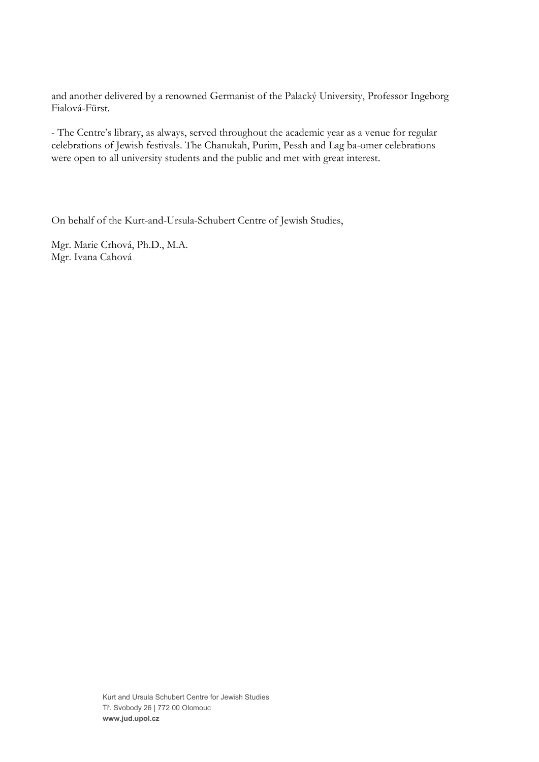and another delivered by a renowned Germanist of the Palacký University, Professor Ingeborg Fialová-Fürst.

- The Centre's library, as always, served throughout the academic year as a venue for regular celebrations of Jewish festivals. The Chanukah, Purim, Pesah and Lag ba-omer celebrations were open to all university students and the public and met with great interest.

On behalf of the Kurt-and-Ursula-Schubert Centre of Jewish Studies,

Mgr. Marie Crhová, Ph.D., M.A.
Mgr. Ivana Cahová

Kurt and Ursula Schubert Centre for Jewish Studies
Tř. Svobody 26 | 772 00 Olomouc
**www.jud.upol.cz**